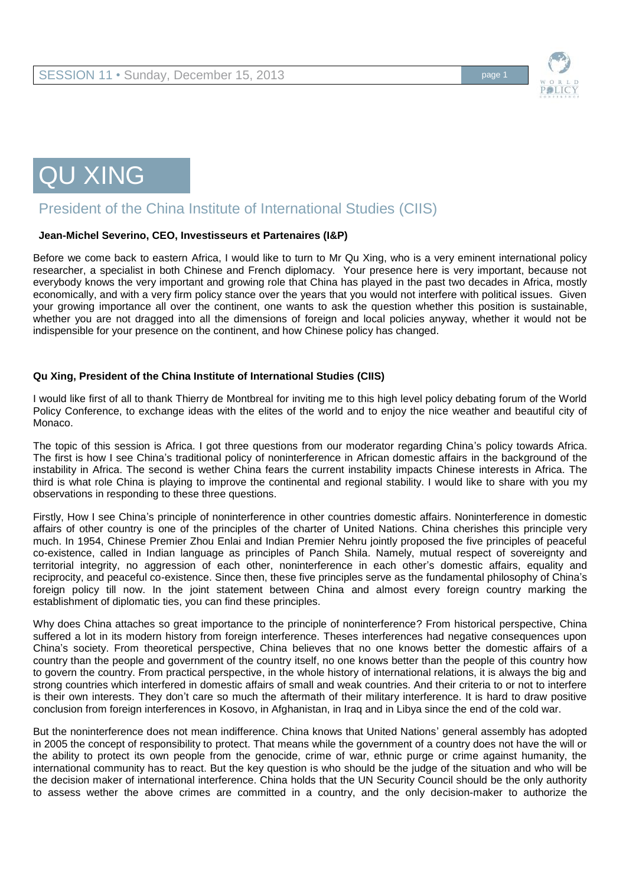# QU XING

## President of the China Institute of International Studies (CIIS)

**Jean-Michel Severino, CEO, Investisseurs et Partenaires (I&P)**

Before we come back to eastern Africa, I would like to turn to Mr Qu Xing, who is a very eminent international policy researcher, a specialist in both Chinese and French diplomacy. Your presence here is very important, because not everybody knows the very important and growing role that China has played in the past two decades in Africa, mostly economically, and with a very firm policy stance over the years that you would not interfere with political issues. Given your growing importance all over the continent, one wants to ask the question whether this position is sustainable, whether you are not dragged into all the dimensions of foreign and local policies anyway, whether it would not be indispensible for your presence on the continent, and how Chinese policy has changed.

**Qu Xing, President of the China Institute of International Studies (CIIS)**

I would like first of all to thank Thierry de Montbreal for inviting me to this high level policy debating forum of the World Policy Conference, to exchange ideas with the elites of the world and to enjoy the nice weather and beautiful city of Monaco.

The topic of this session is Africa. I got three questions from our moderator regarding China's policy towards Africa. The first is how I see China's traditional policy of noninterference in African domestic affairs in the background of the instability in Africa. The second is wether China fears the current instability impacts Chinese interests in Africa. The third is what role China is playing to improve the continental and regional stability. I would like to share with you my observations in responding to these three questions.

Firstly, How I see China's principle of noninterference in other countries domestic affairs. Noninterference in domestic affairs of other country is one of the principles of the charter of United Nations. China cherishes this principle very much. In 1954, Chinese Premier Zhou Enlai and Indian Premier Nehru jointly proposed the five principles of peaceful co-existence, called in Indian language as principles of Panch Shila. Namely, mutual respect of sovereignty and territorial integrity, no aggression of each other, noninterference in each other's domestic affairs, equality and reciprocity, and peaceful co-existence. Since then, these five principles serve as the fundamental philosophy of China's foreign policy till now. In the joint statement between China and almost every foreign country marking the establishment of diplomatic ties, you can find these principles.

Why does China attaches so great importance to the principle of noninterference? From historical perspective, China suffered a lot in its modern history from foreign interference. Theses interferences had negative consequences upon China's society. From theoretical perspective, China believes that no one knows better the domestic affairs of a country than the people and government of the country itself, no one knows better than the people of this country how to govern the country. From practical perspective, in the whole history of international relations, it is always the big and strong countries which interfered in domestic affairs of small and weak countries. And their criteria to or not to interfere is their own interests. They don't care so much the aftermath of their military interference. It is hard to draw positive conclusion from foreign interferences in Kosovo, in Afghanistan, in Iraq and in Libya since the end of the cold war.

But the noninterference does not mean indifference. China knows that United Nations' general assembly has adopted in 2005 the concept of responsibility to protect. That means while the government of a country does not have the will or the ability to protect its own people from the genocide, crime of war, ethnic purge or crime against humanity, the international community has to react. But the key question is who should be the judge of the situation and who will be the decision maker of international interference. China holds that the UN Security Council should be the only authority to assess wether the above crimes are committed in a country, and the only decision-maker to authorize the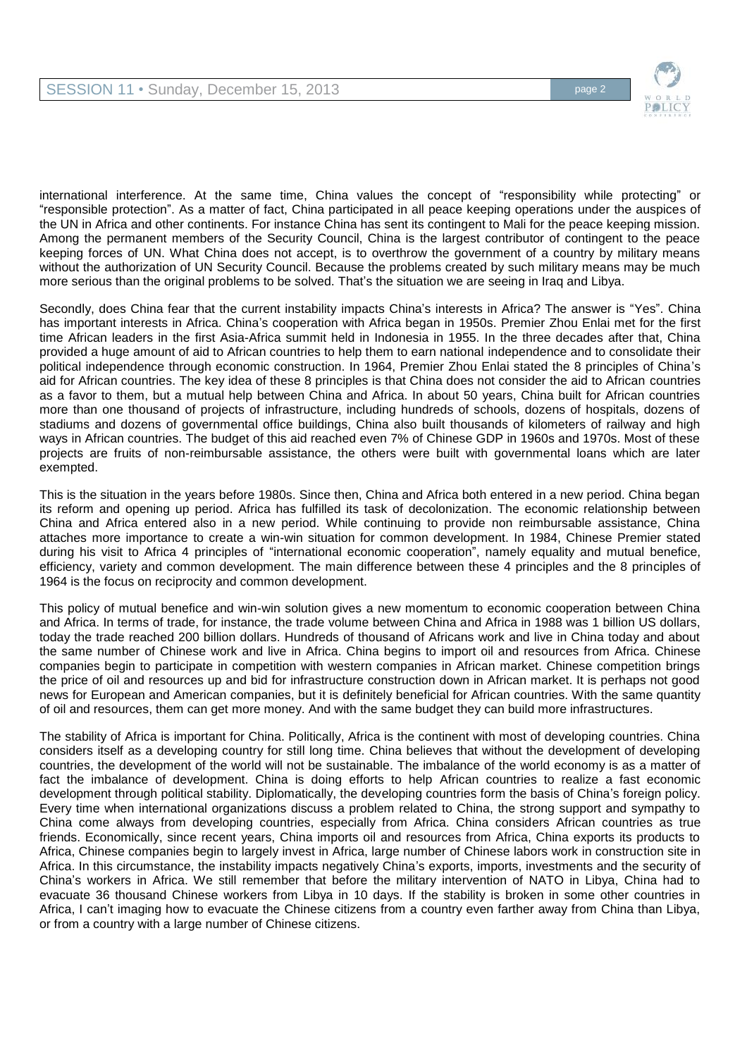international interference. At the same time, China values the concept of "responsibility while protecting" or "responsible protection". As a matter of fact, China participated in all peace keeping operations under the auspices of the UN in Africa and other continents. For instance China has sent its contingent to Mali for the peace keeping mission. Among the permanent members of the Security Council, China is the largest contributor of contingent to the peace keeping forces of UN. What China does not accept, is to overthrow the government of a country by military means without the authorization of UN Security Council. Because the problems created by such military means may be much more serious than the original problems to be solved. That's the situation we are seeing in Iraq and Libya.

Secondly, does China fear that the current instability impacts China's interests in Africa? The answer is "Yes". China has important interests in Africa. China's cooperation with Africa began in 1950s. Premier Zhou Enlai met for the first time African leaders in the first Asia-Africa summit held in Indonesia in 1955. In the three decades after that, China provided a huge amount of aid to African countries to help them to earn national independence and to consolidate their political independence through economic construction. In 1964, Premier Zhou Enlai stated the 8 principles of China's aid for African countries. The key idea of these 8 principles is that China does not consider the aid to African countries as a favor to them, but a mutual help between China and Africa. In about 50 years, China built for African countries more than one thousand of projects of infrastructure, including hundreds of schools, dozens of hospitals, dozens of stadiums and dozens of governmental office buildings, China also built thousands of kilometers of railway and high ways in African countries. The budget of this aid reached even 7% of Chinese GDP in 1960s and 1970s. Most of these projects are fruits of non-reimbursable assistance, the others were built with governmental loans which are later exempted.

This is the situation in the years before 1980s. Since then, China and Africa both entered in a new period. China began its reform and opening up period. Africa has fulfilled its task of decolonization. The economic relationship between China and Africa entered also in a new period. While continuing to provide non reimbursable assistance, China attaches more importance to create a win-win situation for common development. In 1984, Chinese Premier stated during his visit to Africa 4 principles of "international economic cooperation", namely equality and mutual benefice, efficiency, variety and common development. The main difference between these 4 principles and the 8 principles of 1964 is the focus on reciprocity and common development.

This policy of mutual benefice and win-win solution gives a new momentum to economic cooperation between China and Africa. In terms of trade, for instance, the trade volume between China and Africa in 1988 was 1 billion US dollars, today the trade reached 200 billion dollars. Hundreds of thousand of Africans work and live in China today and about the same number of Chinese work and live in Africa. China begins to import oil and resources from Africa. Chinese companies begin to participate in competition with western companies in African market. Chinese competition brings the price of oil and resources up and bid for infrastructure construction down in African market. It is perhaps not good news for European and American companies, but it is definitely beneficial for African countries. With the same quantity of oil and resources, them can get more money. And with the same budget they can build more infrastructures.

The stability of Africa is important for China. Politically, Africa is the continent with most of developing countries. China considers itself as a developing country for still long time. China believes that without the development of developing countries, the development of the world will not be sustainable. The imbalance of the world economy is as a matter of fact the imbalance of development. China is doing efforts to help African countries to realize a fast economic development through political stability. Diplomatically, the developing countries form the basis of China's foreign policy. Every time when international organizations discuss a problem related to China, the strong support and sympathy to China come always from developing countries, especially from Africa. China considers African countries as true friends. Economically, since recent years, China imports oil and resources from Africa, China exports its products to Africa, Chinese companies begin to largely invest in Africa, large number of Chinese labors work in construction site in Africa. In this circumstance, the instability impacts negatively China's exports, imports, investments and the security of China's workers in Africa. We still remember that before the military intervention of NATO in Libya, China had to evacuate 36 thousand Chinese workers from Libya in 10 days. If the stability is broken in some other countries in Africa, I can't imaging how to evacuate the Chinese citizens from a country even farther away from China than Libya, or from a country with a large number of Chinese citizens.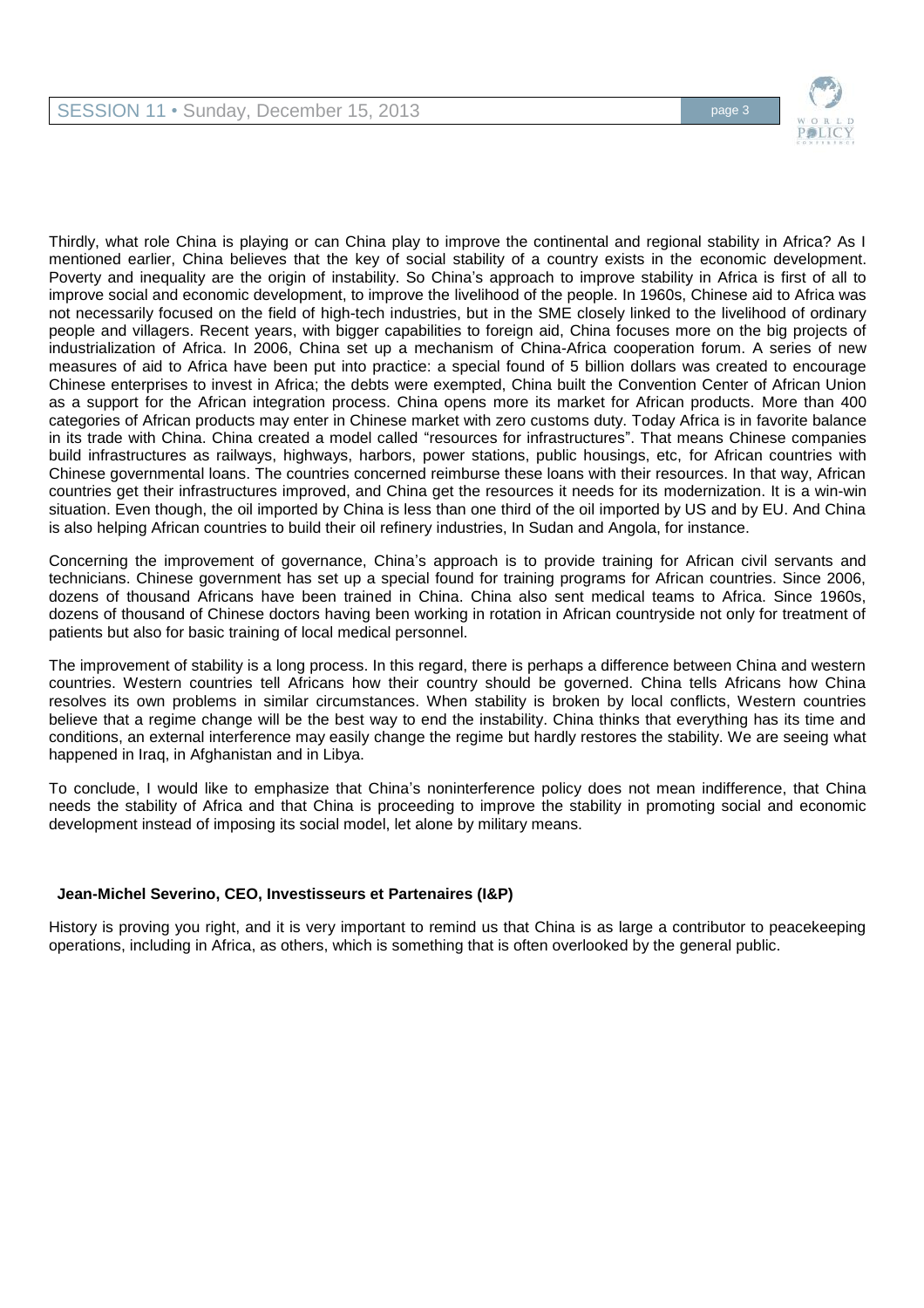Thirdly, what role China is playing or can China play to improve the continental and regional stability in Africa? As I mentioned earlier, China believes that the key of social stability of a country exists in the economic development. Poverty and inequality are the origin of instability. So China's approach to improve stability in Africa is first of all to improve social and economic development, to improve the livelihood of the people. In 1960s, Chinese aid to Africa was not necessarily focused on the field of high-tech industries, but in the SME closely linked to the livelihood of ordinary people and villagers. Recent years, with bigger capabilities to foreign aid, China focuses more on the big projects of industrialization of Africa. In 2006, China set up a mechanism of China-Africa cooperation forum. A series of new measures of aid to Africa have been put into practice: a special found of 5 billion dollars was created to encourage Chinese enterprises to invest in Africa; the debts were exempted, China built the Convention Center of African Union as a support for the African integration process. China opens more its market for African products. More than 400 categories of African products may enter in Chinese market with zero customs duty. Today Africa is in favorite balance in its trade with China. China created a model called "resources for infrastructures". That means Chinese companies build infrastructures as railways, highways, harbors, power stations, public housings, etc, for African countries with Chinese governmental loans. The countries concerned reimburse these loans with their resources. In that way, African countries get their infrastructures improved, and China get the resources it needs for its modernization. It is a win-win situation. Even though, the oil imported by China is less than one third of the oil imported by US and by EU. And China is also helping African countries to build their oil refinery industries, In Sudan and Angola, for instance.

Concerning the improvement of governance, China's approach is to provide training for African civil servants and technicians. Chinese government has set up a special found for training programs for African countries. Since 2006, dozens of thousand Africans have been trained in China. China also sent medical teams to Africa. Since 1960s, dozens of thousand of Chinese doctors having been working in rotation in African countryside not only for treatment of patients but also for basic training of local medical personnel.

The improvement of stability is a long process. In this regard, there is perhaps a difference between China and western countries. Western countries tell Africans how their country should be governed. China tells Africans how China resolves its own problems in similar circumstances. When stability is broken by local conflicts, Western countries believe that a regime change will be the best way to end the instability. China thinks that everything has its time and conditions, an external interference may easily change the regime but hardly restores the stability. We are seeing what happened in Iraq, in Afghanistan and in Libya.

To conclude, I would like to emphasize that China's noninterference policy does not mean indifference, that China needs the stability of Africa and that China is proceeding to improve the stability in promoting social and economic development instead of imposing its social model, let alone by military means.

**Jean-Michel Severino, CEO, Investisseurs et Partenaires (I&P)**

History is proving you right, and it is very important to remind us that China is as large a contributor to peacekeeping operations, including in Africa, as others, which is something that is often overlooked by the general public.